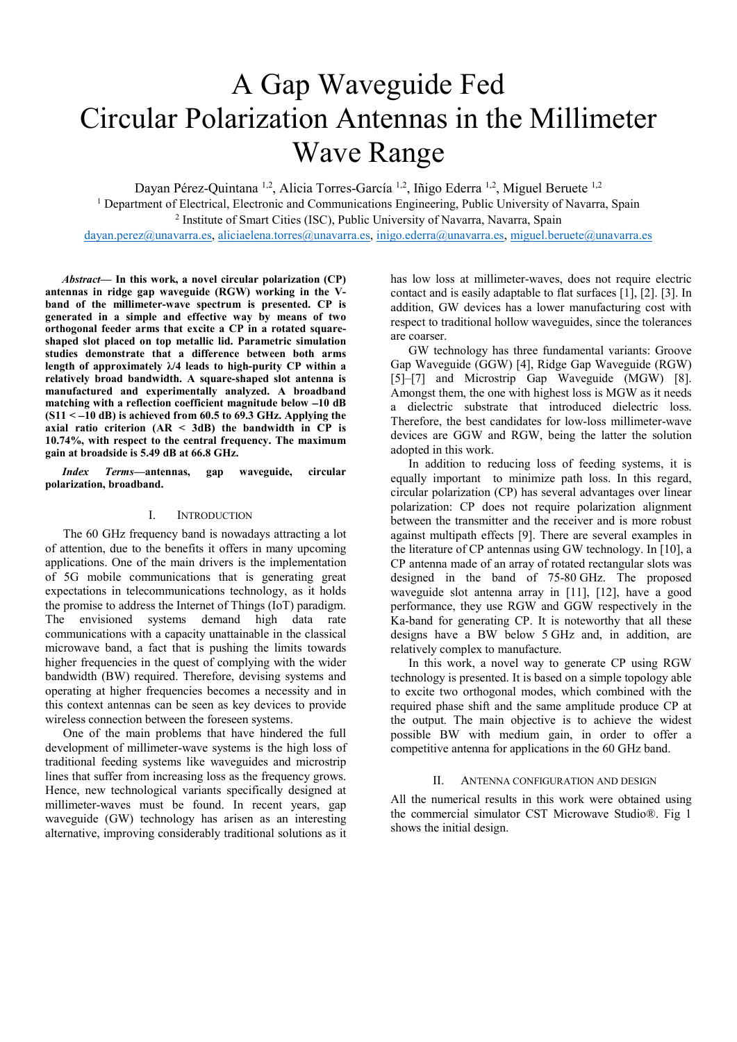# A Gap Waveguide Fed Circular Polarization Antennas in the Millimeter Wave Range

Dayan Pérez-Quintana [1,2], Alicia Torres-García [1,2], Iñigo Ederra [1,2], Miguel Beruete [1,2]

[1] Department of Electrical, Electronic and Communications Engineering, Public University of Navarra, Spain

[2] Institute of Smart Cities (ISC), Public University of Navarra, Navarra, Spain

dayan.perez@unavarra.es, aliciaelena.torres@unavarra.es, inigo.ederra@unavarra.es, miguel.beruete@unavarra.es

***Abstract*— In this work, a novel circular polarization (CP) antennas in ridge gap waveguide (RGW) working in the V-band of the millimeter-wave spectrum is presented. CP is generated in a simple and effective way by means of two orthogonal feeder arms that excite a CP in a rotated square-shaped slot placed on top metallic lid. Parametric simulation studies demonstrate that a difference between both arms length of approximately λ/4 leads to high-purity CP within a relatively broad bandwidth. A square-shaped slot antenna is manufactured and experimentally analyzed. A broadband matching with a reflection coefficient magnitude below –10 dB (S11 < –10 dB) is achieved from 60.5 to 69.3 GHz. Applying the axial ratio criterion (AR < 3dB) the bandwidth in CP is 10.74%, with respect to the central frequency. The maximum gain at broadside is 5.49 dB at 66.8 GHz.**

***Index Terms*—antennas, gap waveguide, circular polarization, broadband.**

## I. Introduction

The 60 GHz frequency band is nowadays attracting a lot of attention, due to the benefits it offers in many upcoming applications. One of the main drivers is the implementation of 5G mobile communications that is generating great expectations in telecommunications technology, as it holds the promise to address the Internet of Things (IoT) paradigm. The envisioned systems demand high data rate communications with a capacity unattainable in the classical microwave band, a fact that is pushing the limits towards higher frequencies in the quest of complying with the wider bandwidth (BW) required. Therefore, devising systems and operating at higher frequencies becomes a necessity and in this context antennas can be seen as key devices to provide wireless connection between the foreseen systems.

One of the main problems that have hindered the full development of millimeter-wave systems is the high loss of traditional feeding systems like waveguides and microstrip lines that suffer from increasing loss as the frequency grows. Hence, new technological variants specifically designed at millimeter-waves must be found. In recent years, gap waveguide (GW) technology has arisen as an interesting alternative, improving considerably traditional solutions as it has low loss at millimeter-waves, does not require electric contact and is easily adaptable to flat surfaces [1], [2]. [3]. In addition, GW devices has a lower manufacturing cost with respect to traditional hollow waveguides, since the tolerances are coarser.

GW technology has three fundamental variants: Groove Gap Waveguide (GGW) [4], Ridge Gap Waveguide (RGW) [5]–[7] and Microstrip Gap Waveguide (MGW) [8]. Amongst them, the one with highest loss is MGW as it needs a dielectric substrate that introduced dielectric loss. Therefore, the best candidates for low-loss millimeter-wave devices are GGW and RGW, being the latter the solution adopted in this work.

In addition to reducing loss of feeding systems, it is equally important to minimize path loss. In this regard, circular polarization (CP) has several advantages over linear polarization: CP does not require polarization alignment between the transmitter and the receiver and is more robust against multipath effects [9]. There are several examples in the literature of CP antennas using GW technology. In [10], a CP antenna made of an array of rotated rectangular slots was designed in the band of 75-80 GHz. The proposed waveguide slot antenna array in [11], [12], have a good performance, they use RGW and GGW respectively in the Ka-band for generating CP. It is noteworthy that all these designs have a BW below 5 GHz and, in addition, are relatively complex to manufacture.

In this work, a novel way to generate CP using RGW technology is presented. It is based on a simple topology able to excite two orthogonal modes, which combined with the required phase shift and the same amplitude produce CP at the output. The main objective is to achieve the widest possible BW with medium gain, in order to offer a competitive antenna for applications in the 60 GHz band.

## II. Antenna Configuration and Design

All the numerical results in this work were obtained using the commercial simulator CST Microwave Studio®. Fig 1 shows the initial design.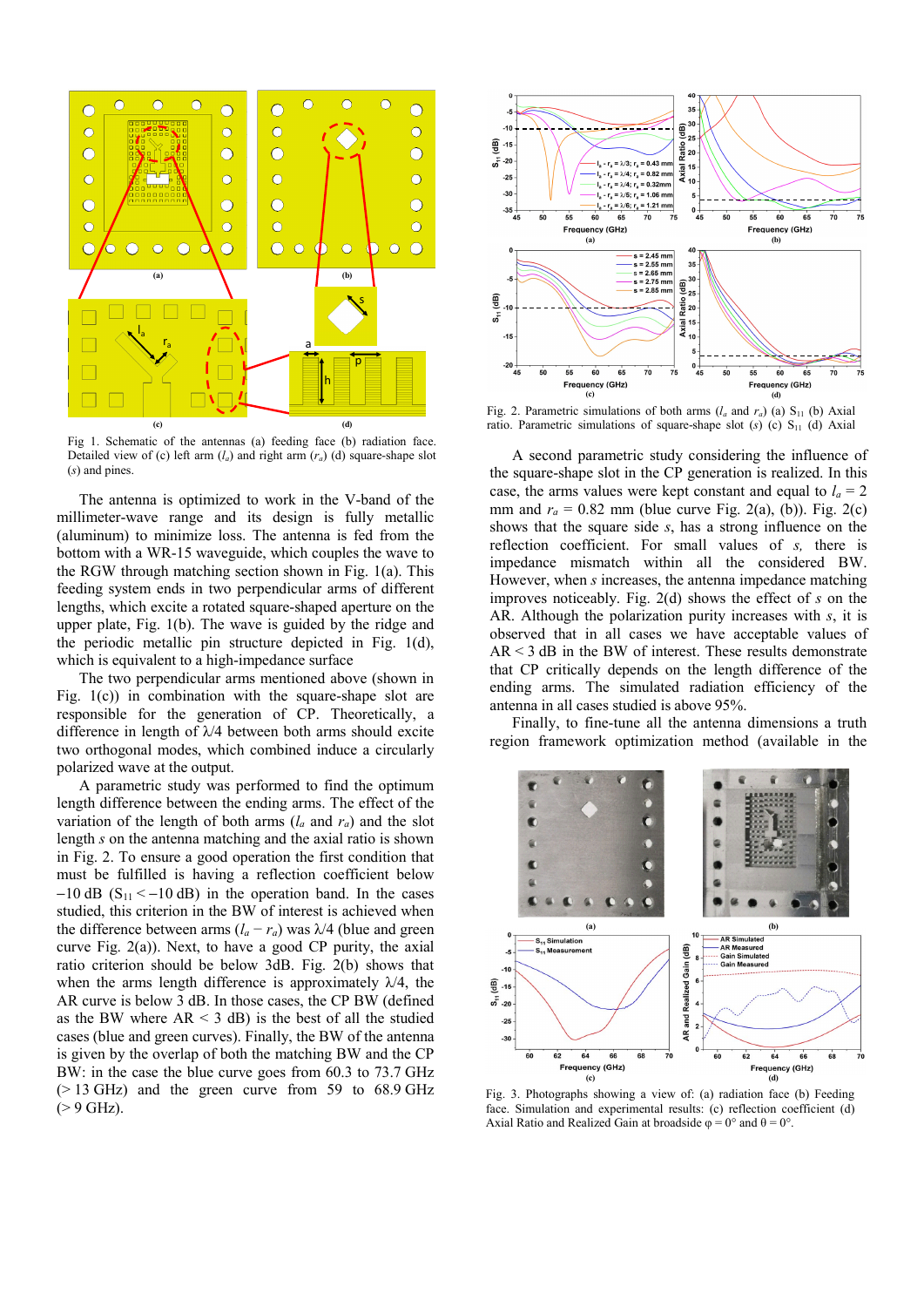Fig 1. Schematic of the antennas (a) feeding face (b) radiation face. Detailed view of (c) left arm ($l_a$) and right arm ($r_a$) (d) square-shape slot ($s$) and pines.

The antenna is optimized to work in the V-band of the millimeter-wave range and its design is fully metallic (aluminum) to minimize loss. The antenna is fed from the bottom with a WR-15 waveguide, which couples the wave to the RGW through matching section shown in Fig. 1(a). This feeding system ends in two perpendicular arms of different lengths, which excite a rotated square-shaped aperture on the upper plate, Fig. 1(b). The wave is guided by the ridge and the periodic metallic pin structure depicted in Fig. 1(d), which is equivalent to a high-impedance surface

The two perpendicular arms mentioned above (shown in Fig. 1(c)) in combination with the square-shape slot are responsible for the generation of CP. Theoretically, a difference in length of λ/4 between both arms should excite two orthogonal modes, which combined induce a circularly polarized wave at the output.

A parametric study was performed to find the optimum length difference between the ending arms. The effect of the variation of the length of both arms ($l_a$ and $r_a$) and the slot length $s$ on the antenna matching and the axial ratio is shown in Fig. 2. To ensure a good operation the first condition that must be fulfilled is having a reflection coefficient below −10 dB ($S_{11} < -10$ dB) in the operation band. In the cases studied, this criterion in the BW of interest is achieved when the difference between arms ($l_a - r_a$) was λ/4 (blue and green curve Fig. 2(a)). Next, to have a good CP purity, the axial ratio criterion should be below 3dB. Fig. 2(b) shows that when the arms length difference is approximately λ/4, the AR curve is below 3 dB. In those cases, the CP BW (defined as the BW where AR < 3 dB) is the best of all the studied cases (blue and green curves). Finally, the BW of the antenna is given by the overlap of both the matching BW and the CP BW: in the case the blue curve goes from 60.3 to 73.7 GHz (> 13 GHz) and the green curve from 59 to 68.9 GHz (> 9 GHz).

Fig. 2. Parametric simulations of both arms ($l_a$ and $r_a$) (a) $S_{11}$ (b) Axial ratio. Parametric simulations of square-shape slot ($s$) (c) $S_{11}$ (d) Axial

A second parametric study considering the influence of the square-shape slot in the CP generation is realized. In this case, the arms values were kept constant and equal to $l_a$ = 2 mm and $r_a$ = 0.82 mm (blue curve Fig. 2(a), (b)). Fig. 2(c) shows that the square side $s$, has a strong influence on the reflection coefficient. For small values of $s$, there is impedance mismatch within all the considered BW. However, when $s$ increases, the antenna impedance matching improves noticeably. Fig. 2(d) shows the effect of $s$ on the AR. Although the polarization purity increases with $s$, it is observed that in all cases we have acceptable values of AR < 3 dB in the BW of interest. These results demonstrate that CP critically depends on the length difference of the ending arms. The simulated radiation efficiency of the antenna in all cases studied is above 95%.

Finally, to fine-tune all the antenna dimensions a truth region framework optimization method (available in the

Fig. 3. Photographs showing a view of: (a) radiation face (b) Feeding face. Simulation and experimental results: (c) reflection coefficient (d) Axial Ratio and Realized Gain at broadside φ = 0° and θ = 0°.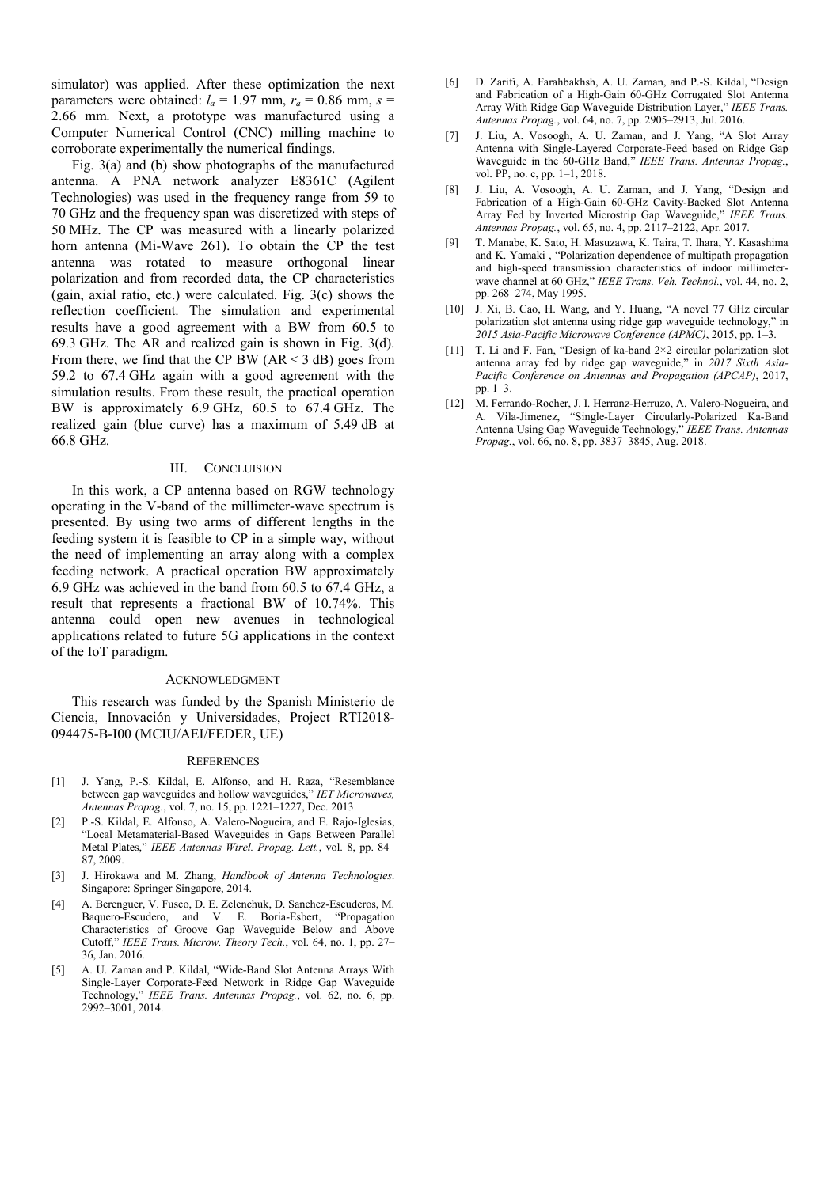simulator) was applied. After these optimization the next parameters were obtained: $l_a$ = 1.97 mm, $r_a$ = 0.86 mm, $s$ = 2.66 mm. Next, a prototype was manufactured using a Computer Numerical Control (CNC) milling machine to corroborate experimentally the numerical findings.

Fig. 3(a) and (b) show photographs of the manufactured antenna. A PNA network analyzer E8361C (Agilent Technologies) was used in the frequency range from 59 to 70 GHz and the frequency span was discretized with steps of 50 MHz. The CP was measured with a linearly polarized horn antenna (Mi-Wave 261). To obtain the CP the test antenna was rotated to measure orthogonal linear polarization and from recorded data, the CP characteristics (gain, axial ratio, etc.) were calculated. Fig. 3(c) shows the reflection coefficient. The simulation and experimental results have a good agreement with a BW from 60.5 to 69.3 GHz. The AR and realized gain is shown in Fig. 3(d). From there, we find that the CP BW (AR < 3 dB) goes from 59.2 to 67.4 GHz again with a good agreement with the simulation results. From these result, the practical operation BW is approximately 6.9 GHz, 60.5 to 67.4 GHz. The realized gain (blue curve) has a maximum of 5.49 dB at 66.8 GHz.

## III. Concluision

In this work, a CP antenna based on RGW technology operating in the V-band of the millimeter-wave spectrum is presented. By using two arms of different lengths in the feeding system it is feasible to CP in a simple way, without the need of implementing an array along with a complex feeding network. A practical operation BW approximately 6.9 GHz was achieved in the band from 60.5 to 67.4 GHz, a result that represents a fractional BW of 10.74%. This antenna could open new avenues in technological applications related to future 5G applications in the context of the IoT paradigm.

## Acknowledgment

This research was funded by the Spanish Ministerio de Ciencia, Innovación y Universidades, Project RTI2018-094475-B-I00 (MCIU/AEI/FEDER, UE)

## References

[1] J. Yang, P.-S. Kildal, E. Alfonso, and H. Raza, "Resemblance between gap waveguides and hollow waveguides," *IET Microwaves, Antennas Propag.*, vol. 7, no. 15, pp. 1221–1227, Dec. 2013.

[2] P.-S. Kildal, E. Alfonso, A. Valero-Nogueira, and E. Rajo-Iglesias, "Local Metamaterial-Based Waveguides in Gaps Between Parallel Metal Plates," *IEEE Antennas Wirel. Propag. Lett.*, vol. 8, pp. 84–87, 2009.

[3] J. Hirokawa and M. Zhang, *Handbook of Antenna Technologies*. Singapore: Springer Singapore, 2014.

[4] A. Berenguer, V. Fusco, D. E. Zelenchuk, D. Sanchez-Escuderos, M. Baquero-Escudero, and V. E. Boria-Esbert, "Propagation Characteristics of Groove Gap Waveguide Below and Above Cutoff," *IEEE Trans. Microw. Theory Tech.*, vol. 64, no. 1, pp. 27–36, Jan. 2016.

[5] A. U. Zaman and P. Kildal, "Wide-Band Slot Antenna Arrays With Single-Layer Corporate-Feed Network in Ridge Gap Waveguide Technology," *IEEE Trans. Antennas Propag.*, vol. 62, no. 6, pp. 2992–3001, 2014.

[6] D. Zarifi, A. Farahbakhsh, A. U. Zaman, and P.-S. Kildal, "Design and Fabrication of a High-Gain 60-GHz Corrugated Slot Antenna Array With Ridge Gap Waveguide Distribution Layer," *IEEE Trans. Antennas Propag.*, vol. 64, no. 7, pp. 2905–2913, Jul. 2016.

[7] J. Liu, A. Vosoogh, A. U. Zaman, and J. Yang, "A Slot Array Antenna with Single-Layered Corporate-Feed based on Ridge Gap Waveguide in the 60-GHz Band," *IEEE Trans. Antennas Propag.*, vol. PP, no. c, pp. 1–1, 2018.

[8] J. Liu, A. Vosoogh, A. U. Zaman, and J. Yang, "Design and Fabrication of a High-Gain 60-GHz Cavity-Backed Slot Antenna Array Fed by Inverted Microstrip Gap Waveguide," *IEEE Trans. Antennas Propag.*, vol. 65, no. 4, pp. 2117–2122, Apr. 2017.

[9] T. Manabe, K. Sato, H. Masuzawa, K. Taira, T. Ihara, Y. Kasashima and K. Yamaki , "Polarization dependence of multipath propagation and high-speed transmission characteristics of indoor millimeter-wave channel at 60 GHz," *IEEE Trans. Veh. Technol.*, vol. 44, no. 2, pp. 268–274, May 1995.

[10] J. Xi, B. Cao, H. Wang, and Y. Huang, "A novel 77 GHz circular polarization slot antenna using ridge gap waveguide technology," in *2015 Asia-Pacific Microwave Conference (APMC)*, 2015, pp. 1–3.

[11] T. Li and F. Fan, "Design of ka-band 2×2 circular polarization slot antenna array fed by ridge gap waveguide," in *2017 Sixth Asia-Pacific Conference on Antennas and Propagation (APCAP)*, 2017, pp. 1–3.

[12] M. Ferrando-Rocher, J. I. Herranz-Herruzo, A. Valero-Nogueira, and A. Vila-Jimenez, "Single-Layer Circularly-Polarized Ka-Band Antenna Using Gap Waveguide Technology," *IEEE Trans. Antennas Propag.*, vol. 66, no. 8, pp. 3837–3845, Aug. 2018.